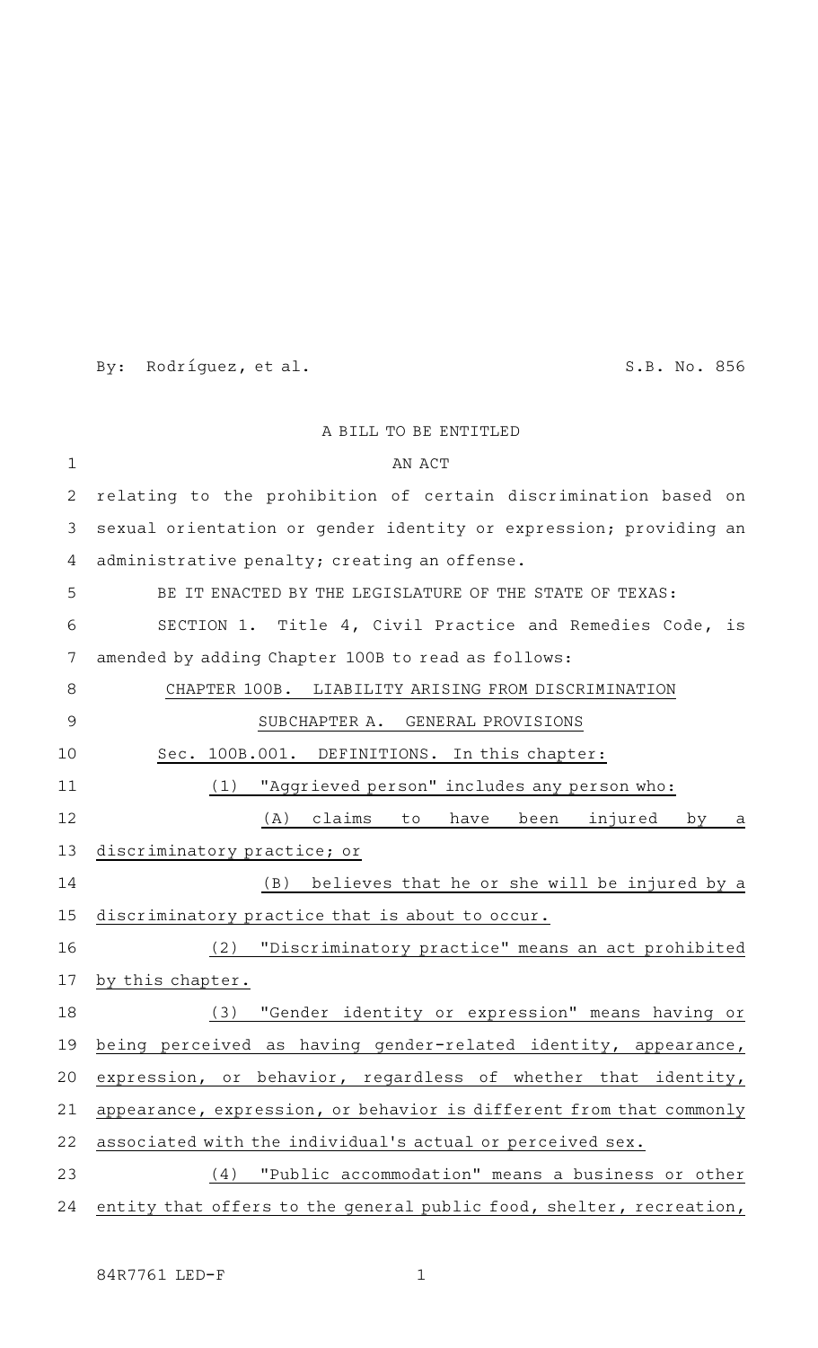By: Rodríguez, et al. S.B. No. 856

A BILL TO BE ENTITLED

AN ACT

relating to the prohibition of certain discrimination based on sexual orientation or gender identity or expression; providing an administrative penalty; creating an offense.

BE IT ENACTED BY THE LEGISLATURE OF THE STATE OF TEXAS:

SECTION 1. Title 4, Civil Practice and Remedies Code, is amended by adding Chapter 100B to read as follows:

CHAPTER 100B. LIABILITY ARISING FROM DISCRIMINATION

SUBCHAPTER A. GENERAL PROVISIONS

Sec. 100B.001. DEFINITIONS. In this chapter:

(1) "Aggrieved person" includes any person who:

(A) claims to have been injured by a discriminatory practice; or

(B) believes that he or she will be injured by a discriminatory practice that is about to occur.

(2) "Discriminatory practice" means an act prohibited by this chapter.

(3) "Gender identity or expression" means having or being perceived as having gender-related identity, appearance, expression, or behavior, regardless of whether that identity, appearance, expression, or behavior is different from that commonly associated with the individual's actual or perceived sex.

(4) "Public accommodation" means a business or other entity that offers to the general public food, shelter, recreation,

84R7761 LED-F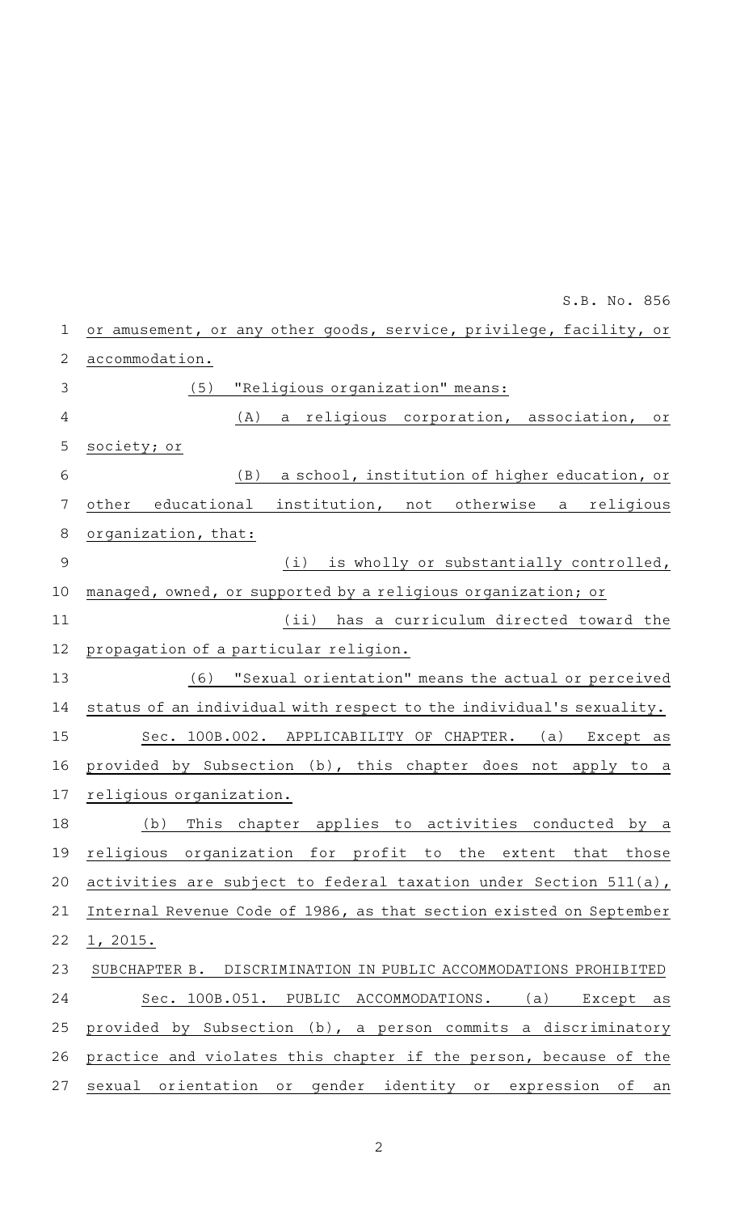or amusement, or any other goods, service, privilege, facility, or accommodation.

(5) "Religious organization" means:

(A) a religious corporation, association, or society; or

(B) a school, institution of higher education, or other educational institution, not otherwise a religious organization, that:

(i) is wholly or substantially controlled, managed, owned, or supported by a religious organization; or

(ii) has a curriculum directed toward the propagation of a particular religion.

(6) "Sexual orientation" means the actual or perceived status of an individual with respect to the individual's sexuality.

Sec. 100B.002. APPLICABILITY OF CHAPTER. (a) Except as provided by Subsection (b), this chapter does not apply to a religious organization.

(b) This chapter applies to activities conducted by a religious organization for profit to the extent that those activities are subject to federal taxation under Section 511(a), Internal Revenue Code of 1986, as that section existed on September 1, 2015.

SUBCHAPTER B. DISCRIMINATION IN PUBLIC ACCOMMODATIONS PROHIBITED

Sec. 100B.051. PUBLIC ACCOMMODATIONS. (a) Except as provided by Subsection (b), a person commits a discriminatory practice and violates this chapter if the person, because of the sexual orientation or gender identity or expression of an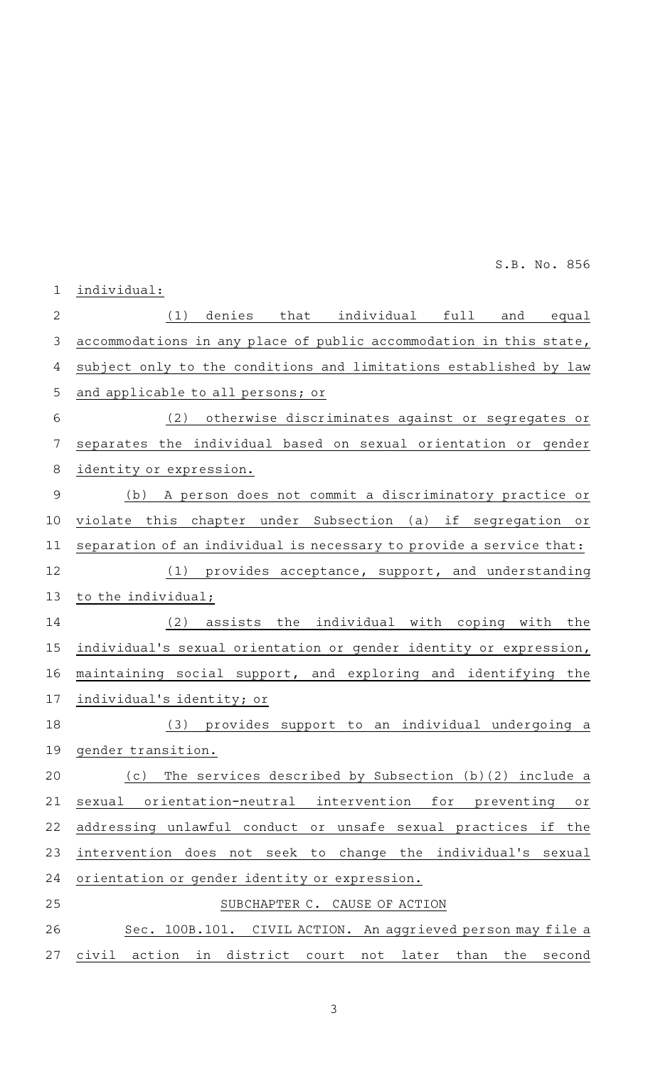individual:

(1) denies that individual full and equal accommodations in any place of public accommodation in this state, subject only to the conditions and limitations established by law and applicable to all persons; or

(2) otherwise discriminates against or segregates or separates the individual based on sexual orientation or gender identity or expression.

(b) A person does not commit a discriminatory practice or violate this chapter under Subsection (a) if segregation or separation of an individual is necessary to provide a service that:

(1) provides acceptance, support, and understanding to the individual;

(2) assists the individual with coping with the individual's sexual orientation or gender identity or expression, maintaining social support, and exploring and identifying the individual's identity; or

(3) provides support to an individual undergoing a gender transition.

(c) The services described by Subsection (b)(2) include a sexual orientation-neutral intervention for preventing or addressing unlawful conduct or unsafe sexual practices if the intervention does not seek to change the individual's sexual orientation or gender identity or expression.

SUBCHAPTER C. CAUSE OF ACTION

Sec. 100B.101. CIVIL ACTION. An aggrieved person may file a civil action in district court not later than the second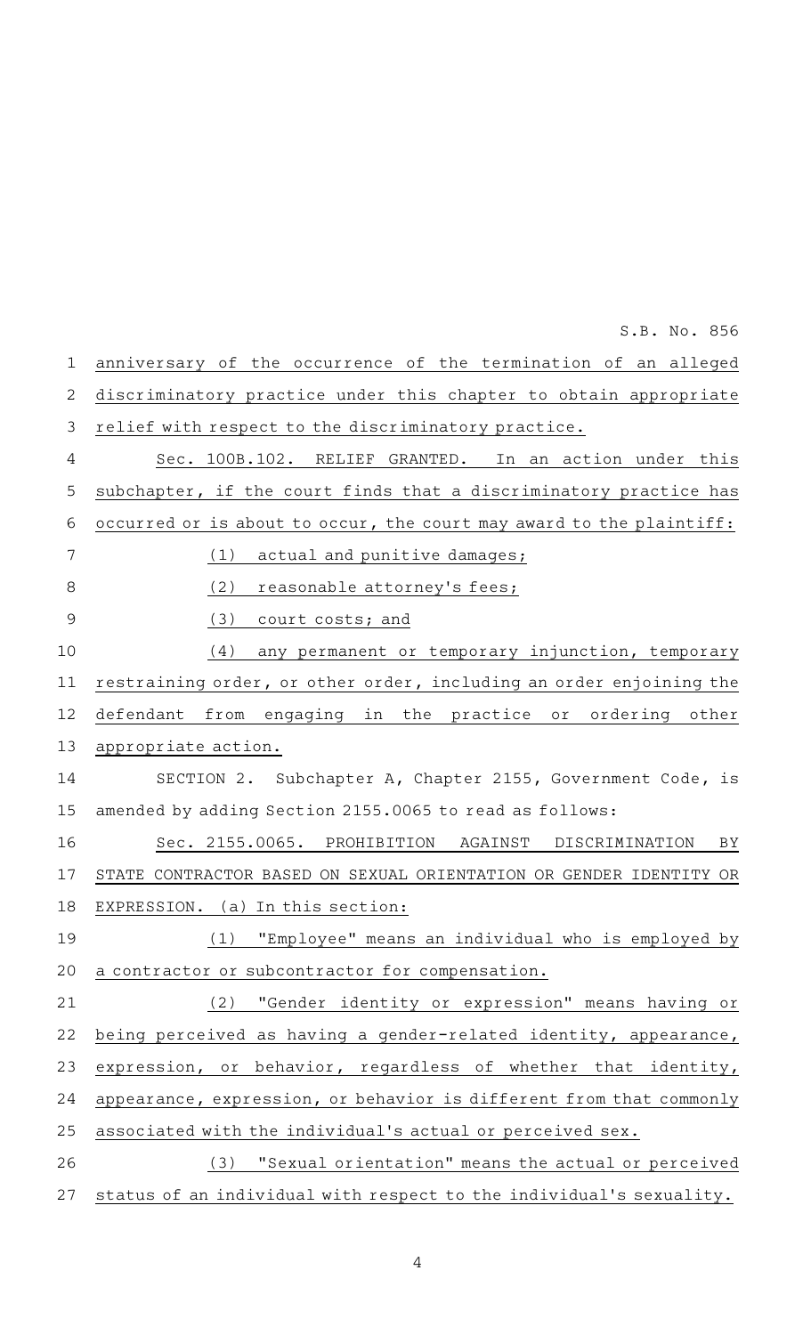anniversary of the occurrence of the termination of an alleged discriminatory practice under this chapter to obtain appropriate relief with respect to the discriminatory practice.

Sec. 100B.102. RELIEF GRANTED. In an action under this subchapter, if the court finds that a discriminatory practice has occurred or is about to occur, the court may award to the plaintiff:

(1) actual and punitive damages;

(2) reasonable attorney's fees;

(3) court costs; and

(4) any permanent or temporary injunction, temporary restraining order, or other order, including an order enjoining the defendant from engaging in the practice or ordering other appropriate action.

SECTION 2. Subchapter A, Chapter 2155, Government Code, is amended by adding Section 2155.0065 to read as follows:

Sec. 2155.0065. PROHIBITION AGAINST DISCRIMINATION BY STATE CONTRACTOR BASED ON SEXUAL ORIENTATION OR GENDER IDENTITY OR EXPRESSION. (a) In this section:

(1) "Employee" means an individual who is employed by a contractor or subcontractor for compensation.

(2) "Gender identity or expression" means having or being perceived as having a gender-related identity, appearance, expression, or behavior, regardless of whether that identity, appearance, expression, or behavior is different from that commonly associated with the individual's actual or perceived sex.

(3) "Sexual orientation" means the actual or perceived status of an individual with respect to the individual's sexuality.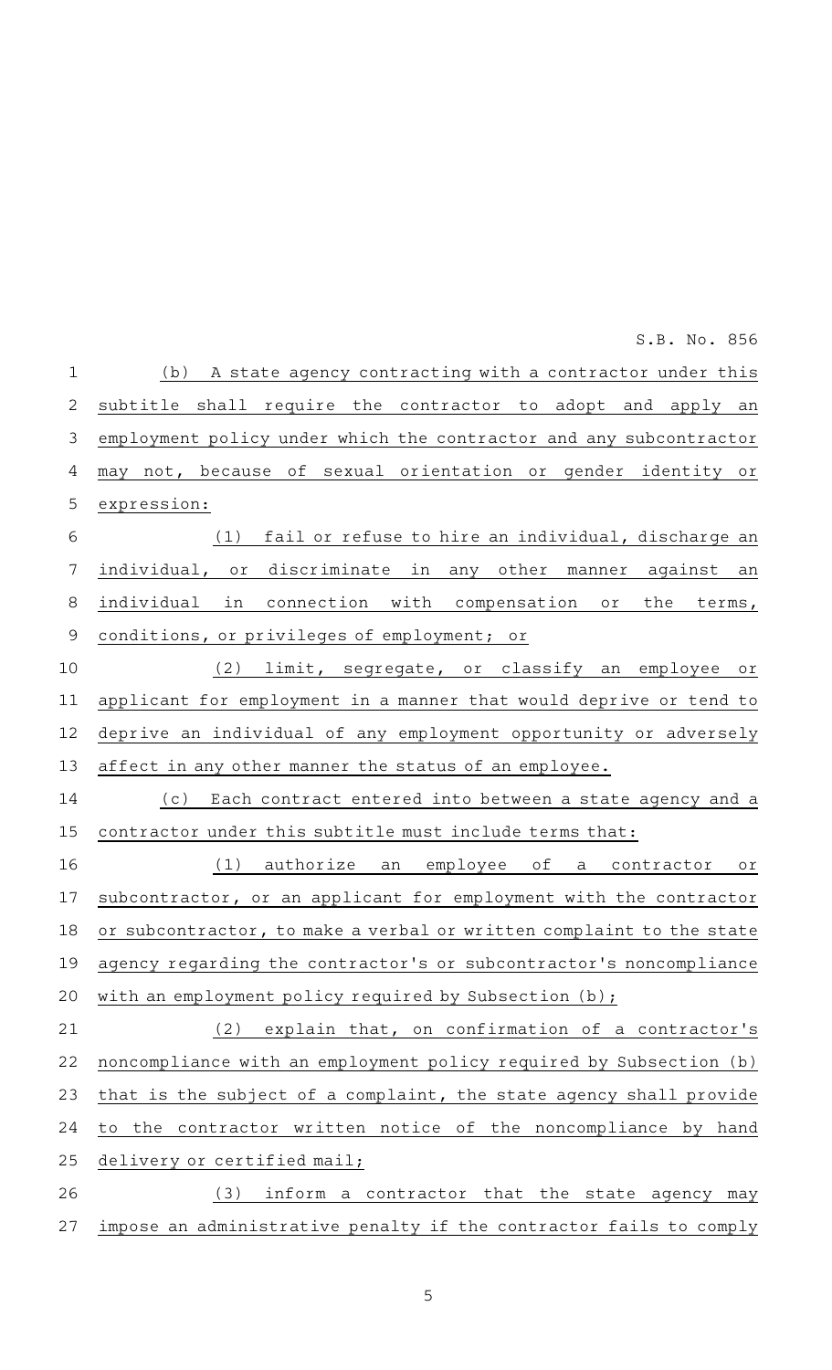(b) A state agency contracting with a contractor under this subtitle shall require the contractor to adopt and apply an employment policy under which the contractor and any subcontractor may not, because of sexual orientation or gender identity or expression:

(1) fail or refuse to hire an individual, discharge an individual, or discriminate in any other manner against an individual in connection with compensation or the terms, conditions, or privileges of employment; or

(2) limit, segregate, or classify an employee or applicant for employment in a manner that would deprive or tend to deprive an individual of any employment opportunity or adversely affect in any other manner the status of an employee.

(c) Each contract entered into between a state agency and a contractor under this subtitle must include terms that:

(1) authorize an employee of a contractor or subcontractor, or an applicant for employment with the contractor or subcontractor, to make a verbal or written complaint to the state agency regarding the contractor's or subcontractor's noncompliance with an employment policy required by Subsection (b);

(2) explain that, on confirmation of a contractor's noncompliance with an employment policy required by Subsection (b) that is the subject of a complaint, the state agency shall provide to the contractor written notice of the noncompliance by hand delivery or certified mail;

(3) inform a contractor that the state agency may impose an administrative penalty if the contractor fails to comply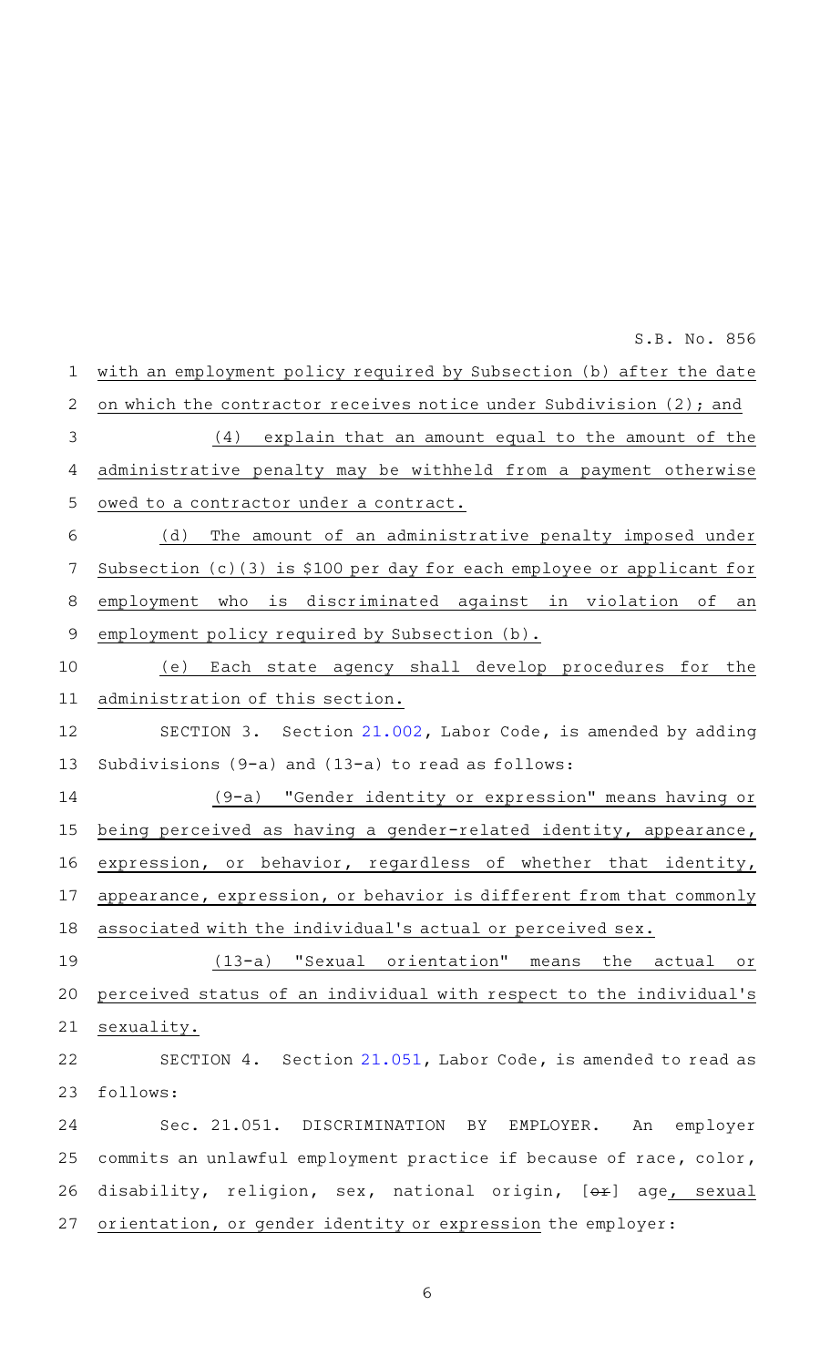with an employment policy required by Subsection (b) after the date on which the contractor receives notice under Subdivision (2); and

(4) explain that an amount equal to the amount of the administrative penalty may be withheld from a payment otherwise owed to a contractor under a contract.

(d) The amount of an administrative penalty imposed under Subsection (c)(3) is $100 per day for each employee or applicant for employment who is discriminated against in violation of an employment policy required by Subsection (b).

(e) Each state agency shall develop procedures for the administration of this section.

SECTION 3. Section 21.002, Labor Code, is amended by adding Subdivisions (9-a) and (13-a) to read as follows:

(9-a) "Gender identity or expression" means having or being perceived as having a gender-related identity, appearance, expression, or behavior, regardless of whether that identity, appearance, expression, or behavior is different from that commonly associated with the individual's actual or perceived sex.

(13-a) "Sexual orientation" means the actual or perceived status of an individual with respect to the individual's sexuality.

SECTION 4. Section 21.051, Labor Code, is amended to read as follows:

Sec. 21.051. DISCRIMINATION BY EMPLOYER. An employer commits an unlawful employment practice if because of race, color, disability, religion, sex, national origin, [~~or~~] age, sexual orientation, or gender identity or expression the employer: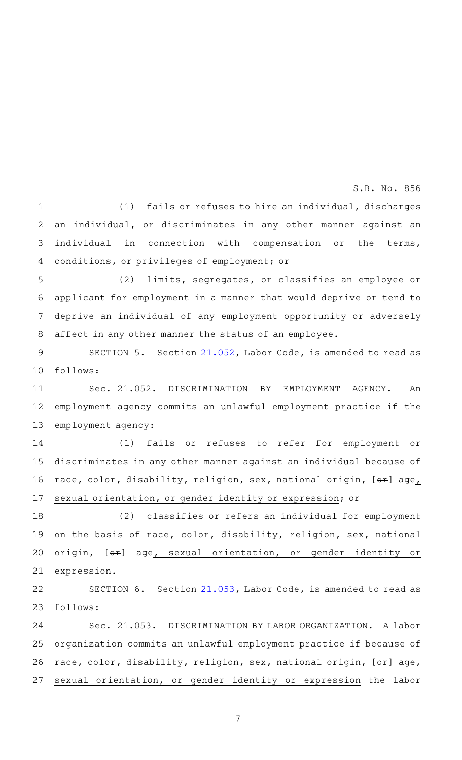(1) fails or refuses to hire an individual, discharges an individual, or discriminates in any other manner against an individual in connection with compensation or the terms, conditions, or privileges of employment; or

(2) limits, segregates, or classifies an employee or applicant for employment in a manner that would deprive or tend to deprive an individual of any employment opportunity or adversely affect in any other manner the status of an employee.

SECTION 5. Section 21.052, Labor Code, is amended to read as follows:

Sec. 21.052. DISCRIMINATION BY EMPLOYMENT AGENCY. An employment agency commits an unlawful employment practice if the employment agency:

(1) fails or refuses to refer for employment or discriminates in any other manner against an individual because of race, color, disability, religion, sex, national origin, [~~or~~] age, sexual orientation, or gender identity or expression; or

(2) classifies or refers an individual for employment on the basis of race, color, disability, religion, sex, national origin, [~~or~~] age, sexual orientation, or gender identity or expression.

SECTION 6. Section 21.053, Labor Code, is amended to read as follows:

Sec. 21.053. DISCRIMINATION BY LABOR ORGANIZATION. A labor organization commits an unlawful employment practice if because of race, color, disability, religion, sex, national origin, [~~or~~] age, sexual orientation, or gender identity or expression the labor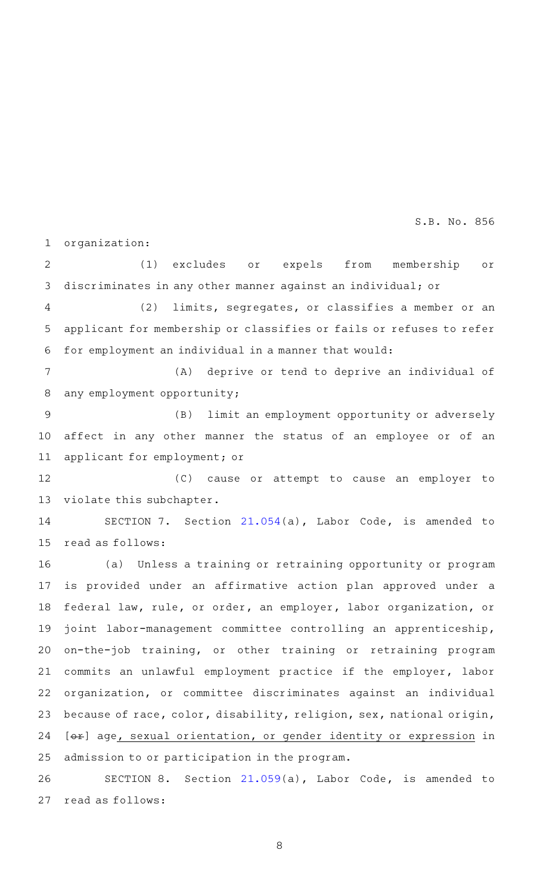organization:

(1) excludes or expels from membership or discriminates in any other manner against an individual; or

(2) limits, segregates, or classifies a member or an applicant for membership or classifies or fails or refuses to refer for employment an individual in a manner that would:

(A) deprive or tend to deprive an individual of any employment opportunity;

(B) limit an employment opportunity or adversely affect in any other manner the status of an employee or of an applicant for employment; or

(C) cause or attempt to cause an employer to violate this subchapter.

SECTION 7. Section 21.054(a), Labor Code, is amended to read as follows:

(a) Unless a training or retraining opportunity or program is provided under an affirmative action plan approved under a federal law, rule, or order, an employer, labor organization, or joint labor-management committee controlling an apprenticeship, on-the-job training, or other training or retraining program commits an unlawful employment practice if the employer, labor organization, or committee discriminates against an individual because of race, color, disability, religion, sex, national origin, [~~or~~] age, sexual orientation, or gender identity or expression in admission to or participation in the program.

SECTION 8. Section 21.059(a), Labor Code, is amended to read as follows: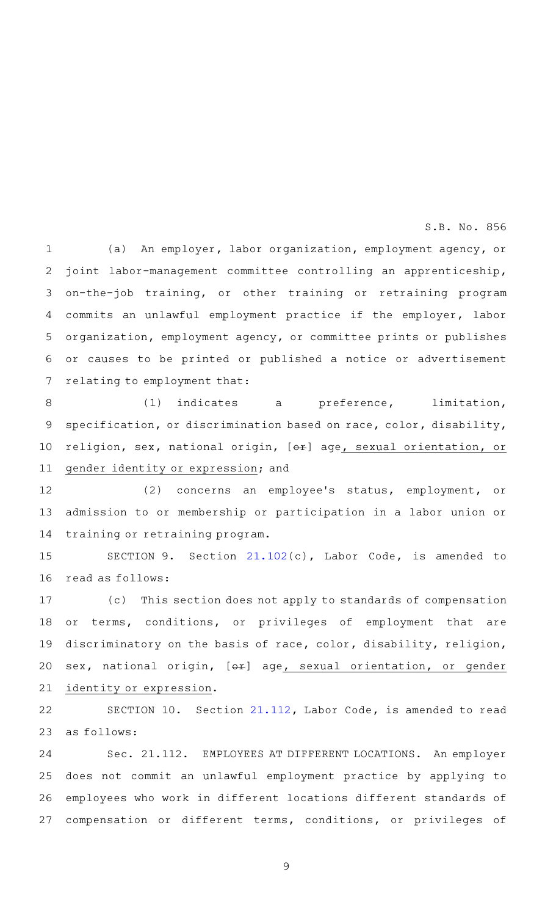(a) An employer, labor organization, employment agency, or joint labor-management committee controlling an apprenticeship, on-the-job training, or other training or retraining program commits an unlawful employment practice if the employer, labor organization, employment agency, or committee prints or publishes or causes to be printed or published a notice or advertisement relating to employment that:

(1) indicates a preference, limitation, specification, or discrimination based on race, color, disability, religion, sex, national origin, [~~or~~] age, sexual orientation, or gender identity or expression; and

(2) concerns an employee's status, employment, or admission to or membership or participation in a labor union or training or retraining program.

SECTION 9. Section 21.102(c), Labor Code, is amended to read as follows:

(c) This section does not apply to standards of compensation or terms, conditions, or privileges of employment that are discriminatory on the basis of race, color, disability, religion, sex, national origin, [~~or~~] age, sexual orientation, or gender identity or expression.

SECTION 10. Section 21.112, Labor Code, is amended to read as follows:

Sec. 21.112. EMPLOYEES AT DIFFERENT LOCATIONS. An employer does not commit an unlawful employment practice by applying to employees who work in different locations different standards of compensation or different terms, conditions, or privileges of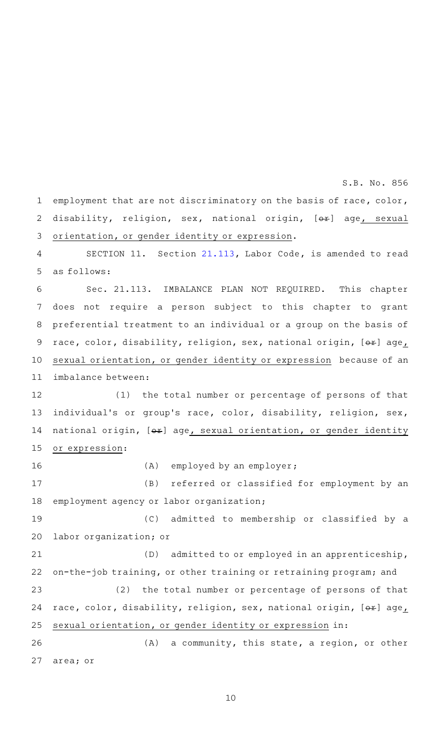employment that are not discriminatory on the basis of race, color, disability, religion, sex, national origin, [~~or~~] age, sexual orientation, or gender identity or expression.

SECTION 11. Section 21.113, Labor Code, is amended to read as follows:

Sec. 21.113. IMBALANCE PLAN NOT REQUIRED. This chapter does not require a person subject to this chapter to grant preferential treatment to an individual or a group on the basis of race, color, disability, religion, sex, national origin, [~~or~~] age, sexual orientation, or gender identity or expression because of an imbalance between:

(1) the total number or percentage of persons of that individual's or group's race, color, disability, religion, sex, national origin, [~~or~~] age, sexual orientation, or gender identity or expression:

(A) employed by an employer;

(B) referred or classified for employment by an employment agency or labor organization;

(C) admitted to membership or classified by a labor organization; or

(D) admitted to or employed in an apprenticeship, on-the-job training, or other training or retraining program; and

(2) the total number or percentage of persons of that race, color, disability, religion, sex, national origin, [~~or~~] age, sexual orientation, or gender identity or expression in:

(A) a community, this state, a region, or other area; or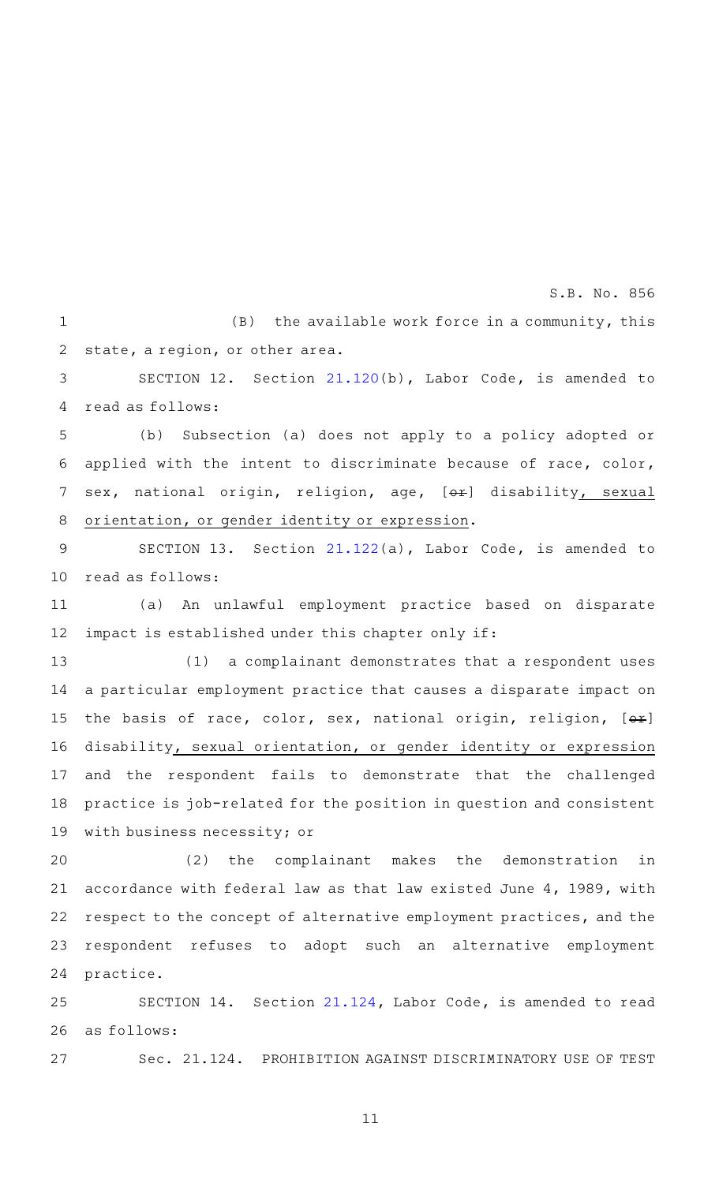(B) the available work force in a community, this state, a region, or other area.

SECTION 12. Section 21.120(b), Labor Code, is amended to read as follows:

(b) Subsection (a) does not apply to a policy adopted or applied with the intent to discriminate because of race, color, sex, national origin, religion, age, [~~or~~] disability, sexual orientation, or gender identity or expression.

SECTION 13. Section 21.122(a), Labor Code, is amended to read as follows:

(a) An unlawful employment practice based on disparate impact is established under this chapter only if:

(1) a complainant demonstrates that a respondent uses a particular employment practice that causes a disparate impact on the basis of race, color, sex, national origin, religion, [~~or~~] disability, sexual orientation, or gender identity or expression and the respondent fails to demonstrate that the challenged practice is job-related for the position in question and consistent with business necessity; or

(2) the complainant makes the demonstration in accordance with federal law as that law existed June 4, 1989, with respect to the concept of alternative employment practices, and the respondent refuses to adopt such an alternative employment practice.

SECTION 14. Section 21.124, Labor Code, is amended to read as follows:

Sec. 21.124. PROHIBITION AGAINST DISCRIMINATORY USE OF TEST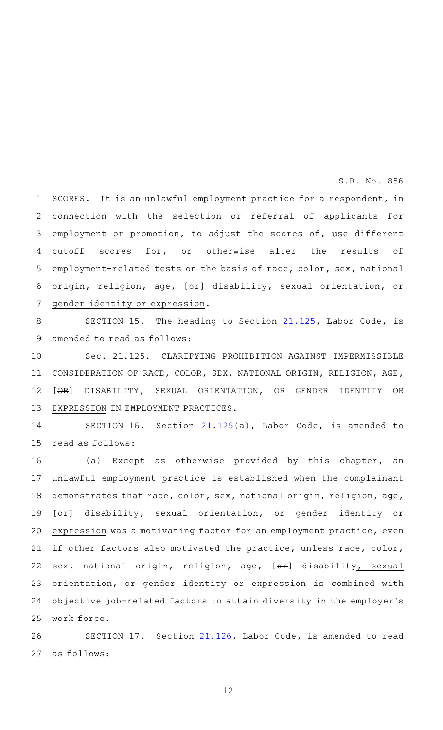SCORES. It is an unlawful employment practice for a respondent, in connection with the selection or referral of applicants for employment or promotion, to adjust the scores of, use different cutoff scores for, or otherwise alter the results of employment-related tests on the basis of race, color, sex, national origin, religion, age, [~~or~~] disability, sexual orientation, or gender identity or expression.

SECTION 15. The heading to Section 21.125, Labor Code, is amended to read as follows:

Sec. 21.125. CLARIFYING PROHIBITION AGAINST IMPERMISSIBLE CONSIDERATION OF RACE, COLOR, SEX, NATIONAL ORIGIN, RELIGION, AGE, [~~OR~~] DISABILITY, SEXUAL ORIENTATION, OR GENDER IDENTITY OR EXPRESSION IN EMPLOYMENT PRACTICES.

SECTION 16. Section 21.125(a), Labor Code, is amended to read as follows:

(a) Except as otherwise provided by this chapter, an unlawful employment practice is established when the complainant demonstrates that race, color, sex, national origin, religion, age, [~~or~~] disability, sexual orientation, or gender identity or expression was a motivating factor for an employment practice, even if other factors also motivated the practice, unless race, color, sex, national origin, religion, age, [~~or~~] disability, sexual orientation, or gender identity or expression is combined with objective job-related factors to attain diversity in the employer's work force.

SECTION 17. Section 21.126, Labor Code, is amended to read as follows: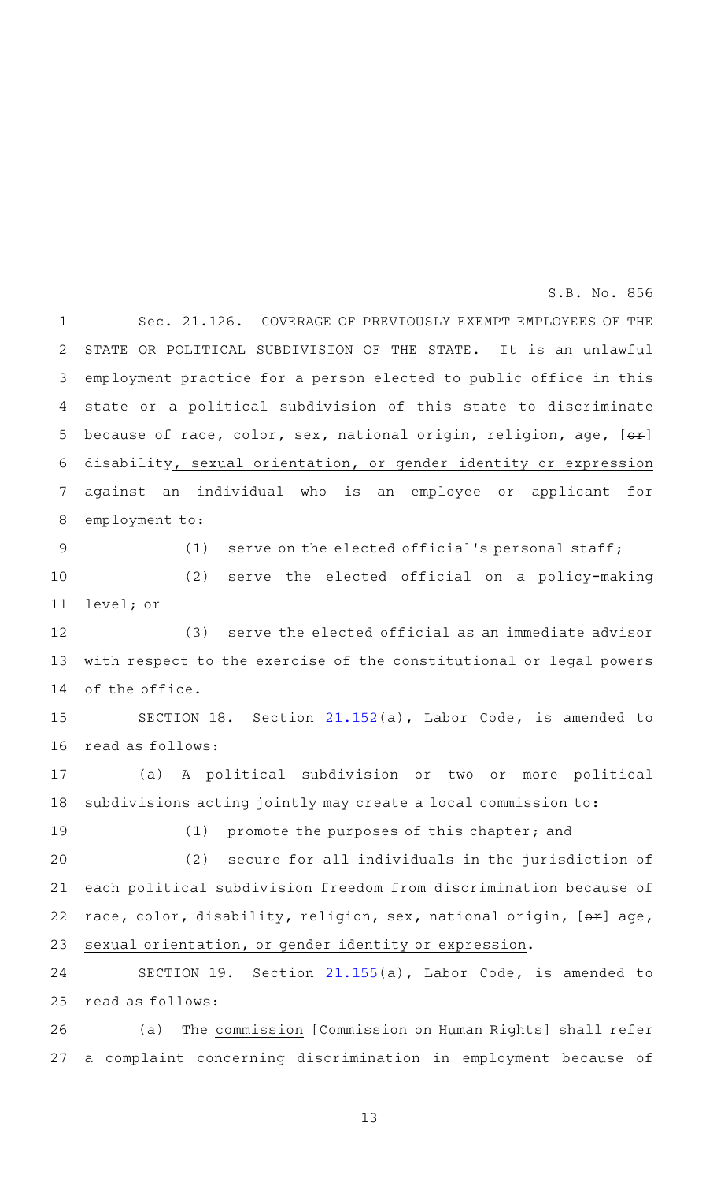Sec. 21.126. COVERAGE OF PREVIOUSLY EXEMPT EMPLOYEES OF THE STATE OR POLITICAL SUBDIVISION OF THE STATE. It is an unlawful employment practice for a person elected to public office in this state or a political subdivision of this state to discriminate because of race, color, sex, national origin, religion, age, [~~or~~] disability, sexual orientation, or gender identity or expression against an individual who is an employee or applicant for employment to:

(1) serve on the elected official's personal staff;

(2) serve the elected official on a policy-making level; or

(3) serve the elected official as an immediate advisor with respect to the exercise of the constitutional or legal powers of the office.

SECTION 18. Section 21.152(a), Labor Code, is amended to read as follows:

(a) A political subdivision or two or more political subdivisions acting jointly may create a local commission to:

(1) promote the purposes of this chapter; and

(2) secure for all individuals in the jurisdiction of each political subdivision freedom from discrimination because of race, color, disability, religion, sex, national origin, [~~or~~] age, sexual orientation, or gender identity or expression.

SECTION 19. Section 21.155(a), Labor Code, is amended to read as follows:

(a) The commission [~~Commission on Human Rights~~] shall refer a complaint concerning discrimination in employment because of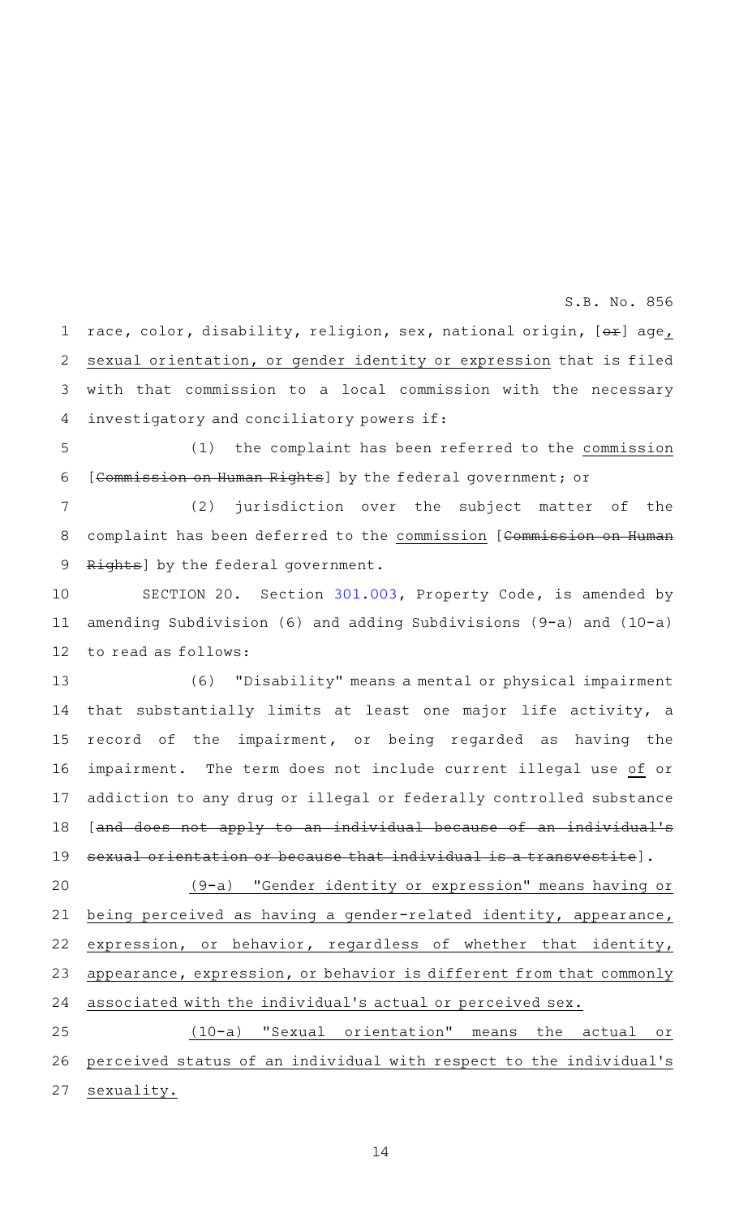race, color, disability, religion, sex, national origin, [or] age, sexual orientation, or gender identity or expression that is filed with that commission to a local commission with the necessary investigatory and conciliatory powers if:

(1) the complaint has been referred to the commission [Commission on Human Rights] by the federal government; or

(2) jurisdiction over the subject matter of the complaint has been deferred to the commission [Commission on Human Rights] by the federal government.

SECTION 20. Section 301.003, Property Code, is amended by amending Subdivision (6) and adding Subdivisions (9-a) and (10-a) to read as follows:

(6) "Disability" means a mental or physical impairment that substantially limits at least one major life activity, a record of the impairment, or being regarded as having the impairment. The term does not include current illegal use of or addiction to any drug or illegal or federally controlled substance [and does not apply to an individual because of an individual's sexual orientation or because that individual is a transvestite].

(9-a) "Gender identity or expression" means having or being perceived as having a gender-related identity, appearance, expression, or behavior, regardless of whether that identity, appearance, expression, or behavior is different from that commonly associated with the individual's actual or perceived sex.

(10-a) "Sexual orientation" means the actual or perceived status of an individual with respect to the individual's sexuality.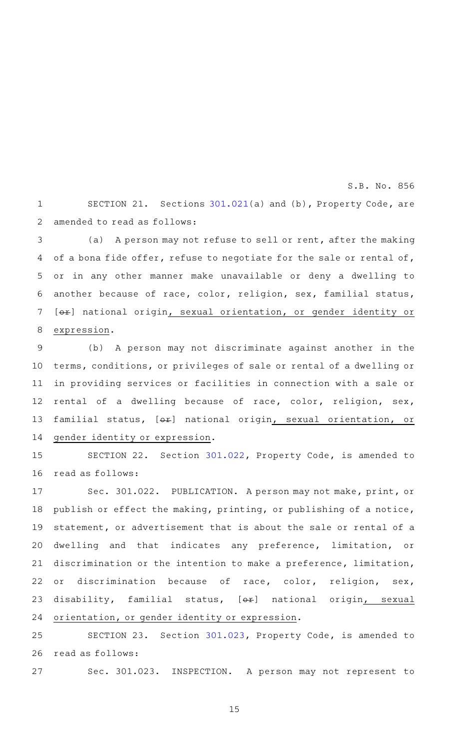SECTION 21. Sections 301.021(a) and (b), Property Code, are amended to read as follows:

(a) A person may not refuse to sell or rent, after the making of a bona fide offer, refuse to negotiate for the sale or rental of, or in any other manner make unavailable or deny a dwelling to another because of race, color, religion, sex, familial status, [~~or~~] national origin, sexual orientation, or gender identity or expression.

(b) A person may not discriminate against another in the terms, conditions, or privileges of sale or rental of a dwelling or in providing services or facilities in connection with a sale or rental of a dwelling because of race, color, religion, sex, familial status, [~~or~~] national origin, sexual orientation, or gender identity or expression.

SECTION 22. Section 301.022, Property Code, is amended to read as follows:

Sec. 301.022. PUBLICATION. A person may not make, print, or publish or effect the making, printing, or publishing of a notice, statement, or advertisement that is about the sale or rental of a dwelling and that indicates any preference, limitation, or discrimination or the intention to make a preference, limitation, or discrimination because of race, color, religion, sex, disability, familial status, [~~or~~] national origin, sexual orientation, or gender identity or expression.

SECTION 23. Section 301.023, Property Code, is amended to read as follows:

Sec. 301.023. INSPECTION. A person may not represent to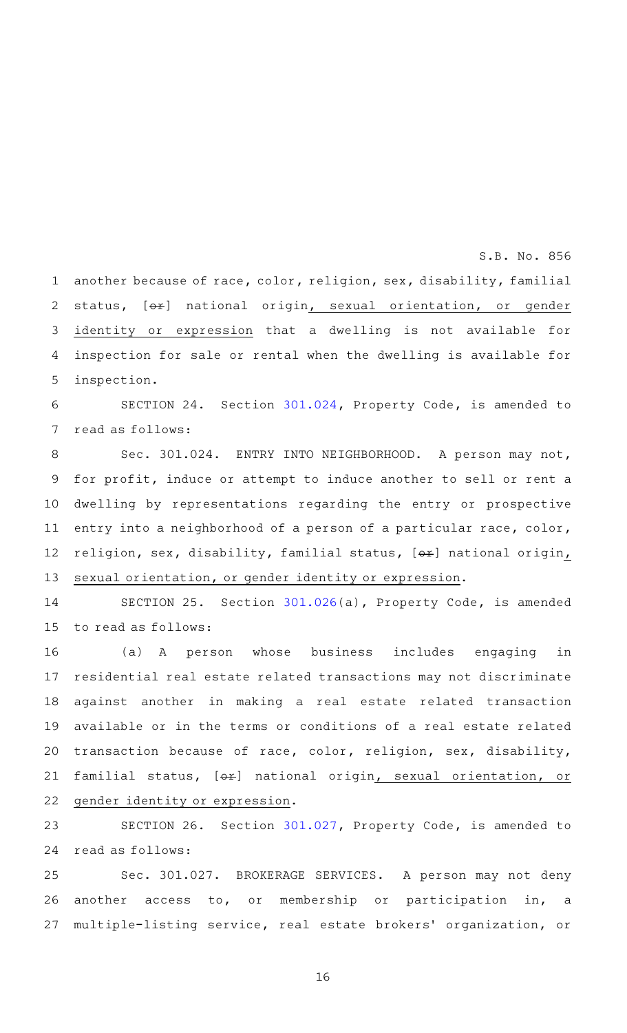another because of race, color, religion, sex, disability, familial status, [~~or~~] national origin, sexual orientation, or gender identity or expression that a dwelling is not available for inspection for sale or rental when the dwelling is available for inspection.

SECTION 24. Section 301.024, Property Code, is amended to read as follows:

Sec. 301.024. ENTRY INTO NEIGHBORHOOD. A person may not, for profit, induce or attempt to induce another to sell or rent a dwelling by representations regarding the entry or prospective entry into a neighborhood of a person of a particular race, color, religion, sex, disability, familial status, [~~or~~] national origin, sexual orientation, or gender identity or expression.

SECTION 25. Section 301.026(a), Property Code, is amended to read as follows:

(a) A person whose business includes engaging in residential real estate related transactions may not discriminate against another in making a real estate related transaction available or in the terms or conditions of a real estate related transaction because of race, color, religion, sex, disability, familial status, [~~or~~] national origin, sexual orientation, or gender identity or expression.

SECTION 26. Section 301.027, Property Code, is amended to read as follows:

Sec. 301.027. BROKERAGE SERVICES. A person may not deny another access to, or membership or participation in, a multiple-listing service, real estate brokers' organization, or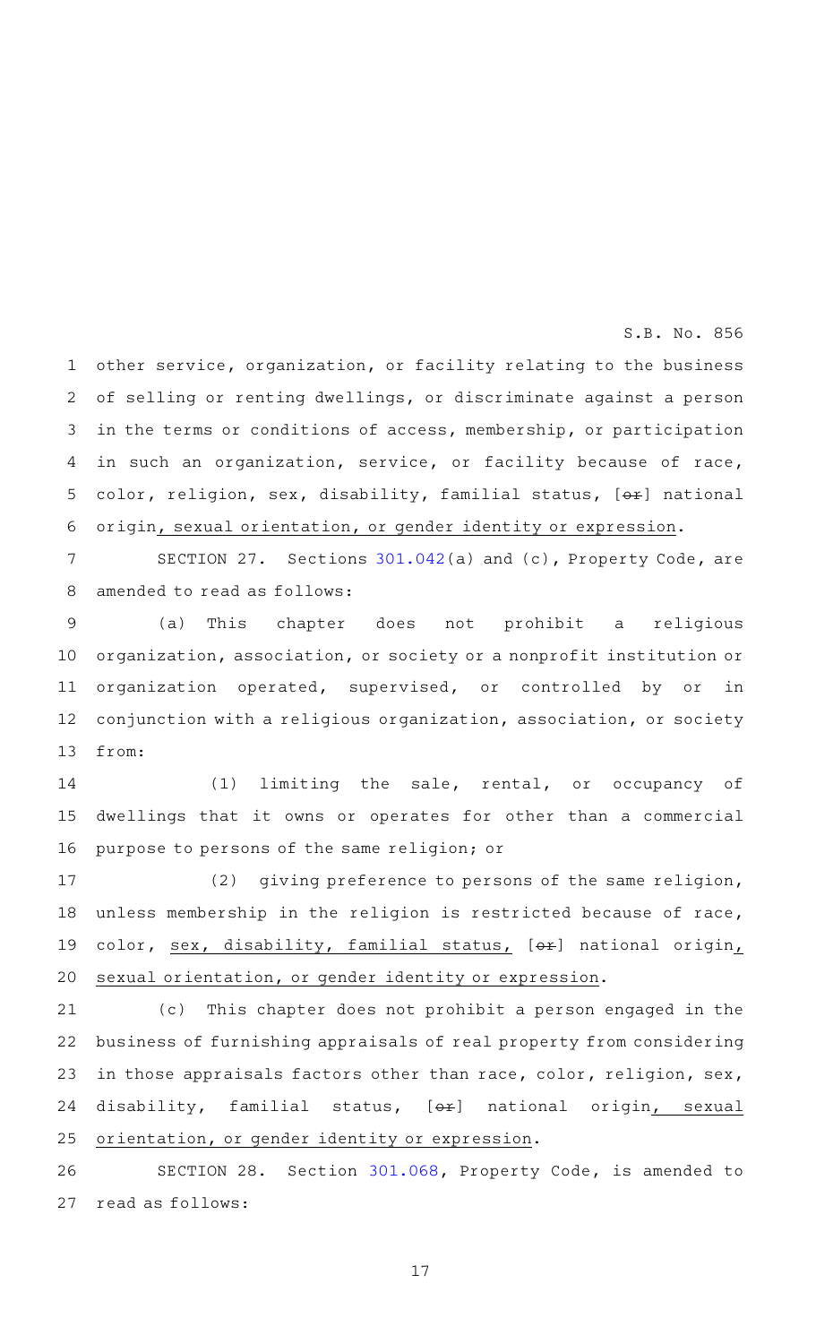other service, organization, or facility relating to the business of selling or renting dwellings, or discriminate against a person in the terms or conditions of access, membership, or participation in such an organization, service, or facility because of race, color, religion, sex, disability, familial status, [~~or~~] national origin, sexual orientation, or gender identity or expression.

SECTION 27. Sections 301.042(a) and (c), Property Code, are amended to read as follows:

(a) This chapter does not prohibit a religious organization, association, or society or a nonprofit institution or organization operated, supervised, or controlled by or in conjunction with a religious organization, association, or society from:

(1) limiting the sale, rental, or occupancy of dwellings that it owns or operates for other than a commercial purpose to persons of the same religion; or

(2) giving preference to persons of the same religion, unless membership in the religion is restricted because of race, color, sex, disability, familial status, [~~or~~] national origin, sexual orientation, or gender identity or expression.

(c) This chapter does not prohibit a person engaged in the business of furnishing appraisals of real property from considering in those appraisals factors other than race, color, religion, sex, disability, familial status, [~~or~~] national origin, sexual orientation, or gender identity or expression.

SECTION 28. Section 301.068, Property Code, is amended to read as follows: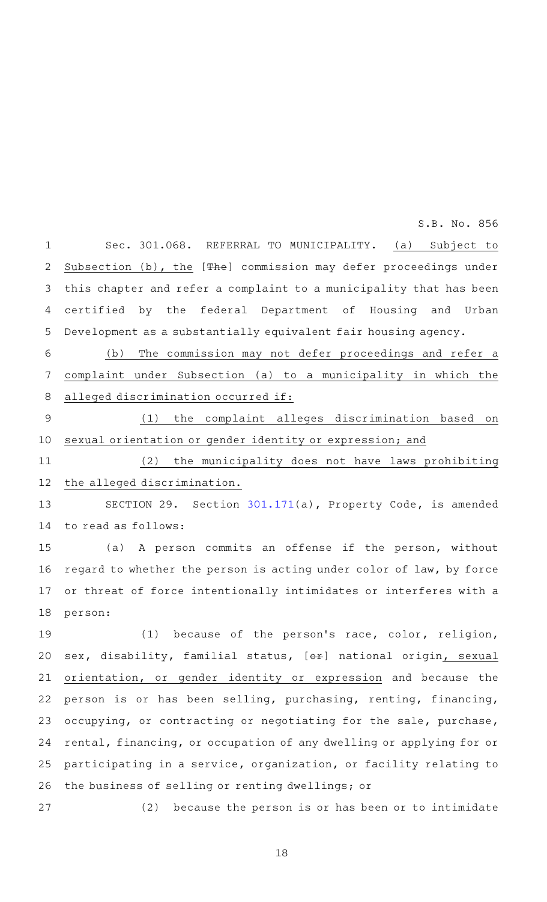Sec. 301.068. REFERRAL TO MUNICIPALITY. (a) Subject to Subsection (b), the [The] commission may defer proceedings under this chapter and refer a complaint to a municipality that has been certified by the federal Department of Housing and Urban Development as a substantially equivalent fair housing agency.

(b) The commission may not defer proceedings and refer a complaint under Subsection (a) to a municipality in which the alleged discrimination occurred if:

(1) the complaint alleges discrimination based on sexual orientation or gender identity or expression; and

(2) the municipality does not have laws prohibiting the alleged discrimination.

SECTION 29. Section 301.171(a), Property Code, is amended to read as follows:

(a) A person commits an offense if the person, without regard to whether the person is acting under color of law, by force or threat of force intentionally intimidates or interferes with a person:

(1) because of the person's race, color, religion, sex, disability, familial status, [or] national origin, sexual orientation, or gender identity or expression and because the person is or has been selling, purchasing, renting, financing, occupying, or contracting or negotiating for the sale, purchase, rental, financing, or occupation of any dwelling or applying for or participating in a service, organization, or facility relating to the business of selling or renting dwellings; or

(2) because the person is or has been or to intimidate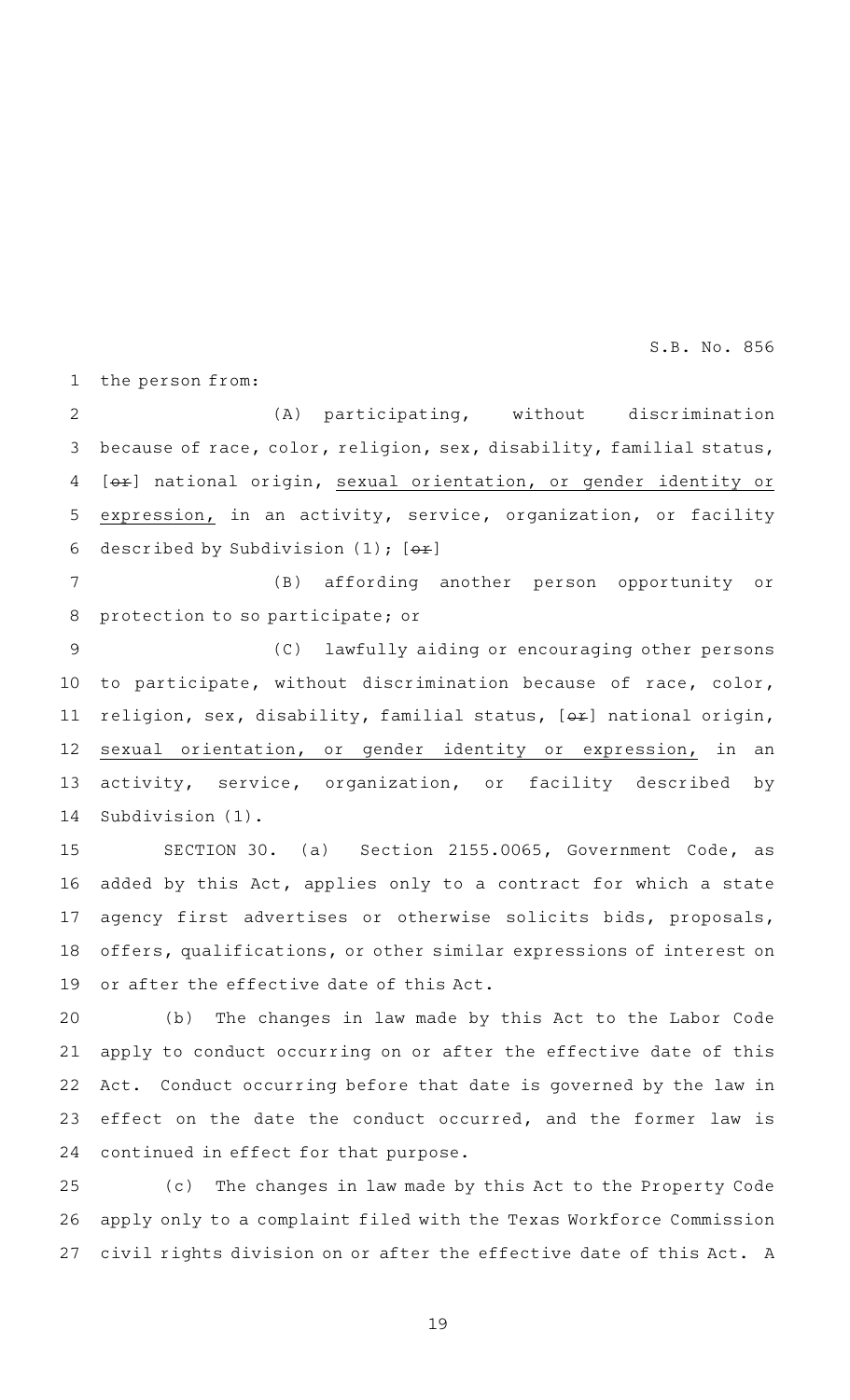the person from:

(A) participating, without discrimination because of race, color, religion, sex, disability, familial status, [~~or~~] national origin, <u>sexual orientation, or gender identity or expression,</u> in an activity, service, organization, or facility described by Subdivision (1); [~~or~~]

(B) affording another person opportunity or protection to so participate; or

(C) lawfully aiding or encouraging other persons to participate, without discrimination because of race, color, religion, sex, disability, familial status, [~~or~~] national origin, <u>sexual orientation, or gender identity or expression,</u> in an activity, service, organization, or facility described by Subdivision (1).

SECTION 30. (a) Section 2155.0065, Government Code, as added by this Act, applies only to a contract for which a state agency first advertises or otherwise solicits bids, proposals, offers, qualifications, or other similar expressions of interest on or after the effective date of this Act.

(b) The changes in law made by this Act to the Labor Code apply to conduct occurring on or after the effective date of this Act. Conduct occurring before that date is governed by the law in effect on the date the conduct occurred, and the former law is continued in effect for that purpose.

(c) The changes in law made by this Act to the Property Code apply only to a complaint filed with the Texas Workforce Commission civil rights division on or after the effective date of this Act. A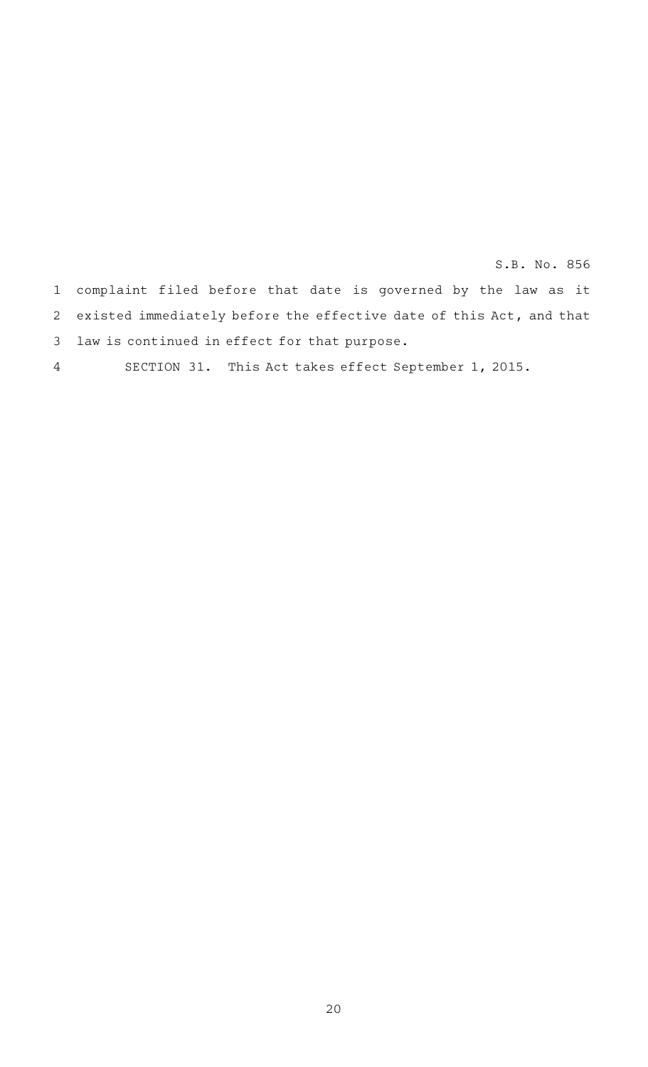complaint filed before that date is governed by the law as it existed immediately before the effective date of this Act, and that law is continued in effect for that purpose.

SECTION 31. This Act takes effect September 1, 2015.